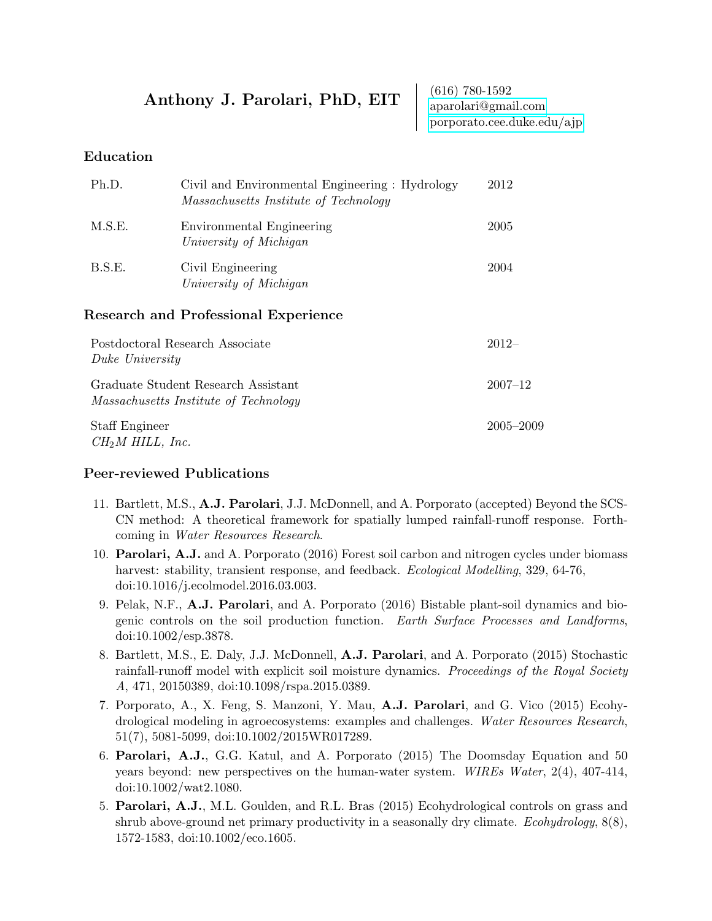# Anthony J. Parolari, PhD, EIT

(616) 780-1592
aparolari@gmail.com
porporato.cee.duke.edu/ajp

## Education

| | | |
|---|---|---|
| Ph.D. | Civil and Environmental Engineering : Hydrology<br>*Massachusetts Institute of Technology* | 2012 |
| M.S.E. | Environmental Engineering<br>*University of Michigan* | 2005 |
| B.S.E. | Civil Engineering<br>*University of Michigan* | 2004 |

## Research and Professional Experience

| | |
|---|---|
| Postdoctoral Research Associate<br>*Duke University* | 2012– |
| Graduate Student Research Assistant<br>*Massachusetts Institute of Technology* | 2007–12 |
| Staff Engineer<br>*$CH_2M$ HILL, Inc.* | 2005–2009 |

## Peer-reviewed Publications

11. Bartlett, M.S., **A.J. Parolari**, J.J. McDonnell, and A. Porporato (accepted) Beyond the SCS-CN method: A theoretical framework for spatially lumped rainfall-runoff response. Forthcoming in *Water Resources Research*.

10. **Parolari, A.J.** and A. Porporato (2016) Forest soil carbon and nitrogen cycles under biomass harvest: stability, transient response, and feedback. *Ecological Modelling*, 329, 64-76, doi:10.1016/j.ecolmodel.2016.03.003.

9. Pelak, N.F., **A.J. Parolari**, and A. Porporato (2016) Bistable plant-soil dynamics and biogenic controls on the soil production function. *Earth Surface Processes and Landforms*, doi:10.1002/esp.3878.

8. Bartlett, M.S., E. Daly, J.J. McDonnell, **A.J. Parolari**, and A. Porporato (2015) Stochastic rainfall-runoff model with explicit soil moisture dynamics. *Proceedings of the Royal Society A*, 471, 20150389, doi:10.1098/rspa.2015.0389.

7. Porporato, A., X. Feng, S. Manzoni, Y. Mau, **A.J. Parolari**, and G. Vico (2015) Ecohydrological modeling in agroecosystems: examples and challenges. *Water Resources Research*, 51(7), 5081-5099, doi:10.1002/2015WR017289.

6. **Parolari, A.J.**, G.G. Katul, and A. Porporato (2015) The Doomsday Equation and 50 years beyond: new perspectives on the human-water system. *WIREs Water*, 2(4), 407-414, doi:10.1002/wat2.1080.

5. **Parolari, A.J.**, M.L. Goulden, and R.L. Bras (2015) Ecohydrological controls on grass and shrub above-ground net primary productivity in a seasonally dry climate. *Ecohydrology*, 8(8), 1572-1583, doi:10.1002/eco.1605.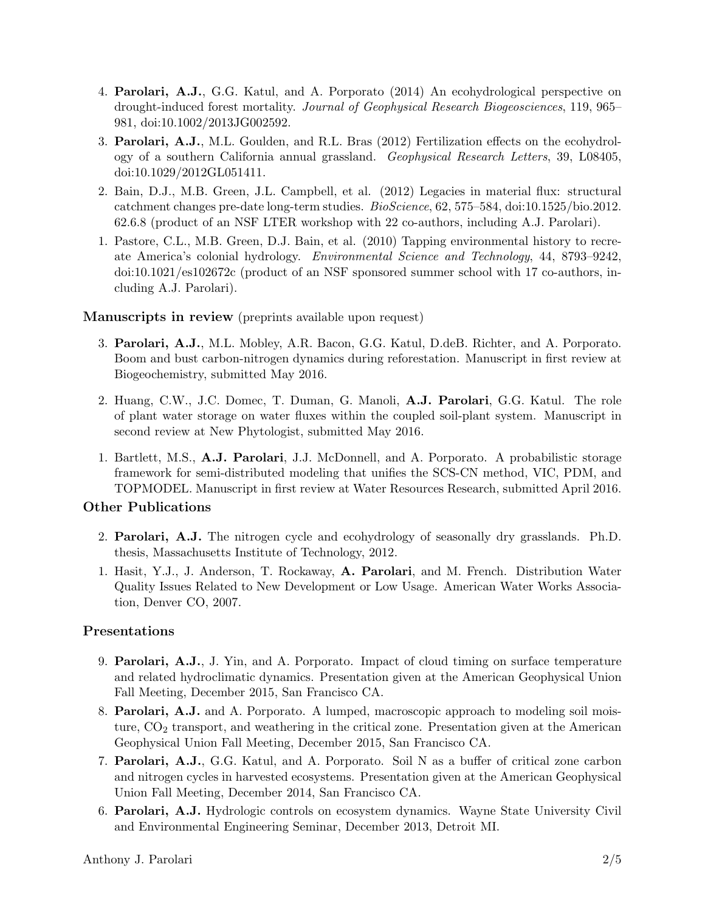4. **Parolari, A.J.**, G.G. Katul, and A. Porporato (2014) An ecohydrological perspective on drought-induced forest mortality. *Journal of Geophysical Research Biogeosciences*, 119, 965–981, doi:10.1002/2013JG002592.
3. **Parolari, A.J.**, M.L. Goulden, and R.L. Bras (2012) Fertilization effects on the ecohydrology of a southern California annual grassland. *Geophysical Research Letters*, 39, L08405, doi:10.1029/2012GL051411.
2. Bain, D.J., M.B. Green, J.L. Campbell, et al. (2012) Legacies in material flux: structural catchment changes pre-date long-term studies. *BioScience*, 62, 575–584, doi:10.1525/bio.2012.62.6.8 (product of an NSF LTER workshop with 22 co-authors, including A.J. Parolari).
1. Pastore, C.L., M.B. Green, D.J. Bain, et al. (2010) Tapping environmental history to recreate America's colonial hydrology. *Environmental Science and Technology*, 44, 8793–9242, doi:10.1021/es102672c (product of an NSF sponsored summer school with 17 co-authors, including A.J. Parolari).

### Manuscripts in review (preprints available upon request)

3. **Parolari, A.J.**, M.L. Mobley, A.R. Bacon, G.G. Katul, D.deB. Richter, and A. Porporato. Boom and bust carbon-nitrogen dynamics during reforestation. Manuscript in first review at Biogeochemistry, submitted May 2016.
2. Huang, C.W., J.C. Domec, T. Duman, G. Manoli, **A.J. Parolari**, G.G. Katul. The role of plant water storage on water fluxes within the coupled soil-plant system. Manuscript in second review at New Phytologist, submitted May 2016.
1. Bartlett, M.S., **A.J. Parolari**, J.J. McDonnell, and A. Porporato. A probabilistic storage framework for semi-distributed modeling that unifies the SCS-CN method, VIC, PDM, and TOPMODEL. Manuscript in first review at Water Resources Research, submitted April 2016.

### Other Publications

2. **Parolari, A.J.** The nitrogen cycle and ecohydrology of seasonally dry grasslands. Ph.D. thesis, Massachusetts Institute of Technology, 2012.
1. Hasit, Y.J., J. Anderson, T. Rockaway, **A. Parolari**, and M. French. Distribution Water Quality Issues Related to New Development or Low Usage. American Water Works Association, Denver CO, 2007.

### Presentations

9. **Parolari, A.J.**, J. Yin, and A. Porporato. Impact of cloud timing on surface temperature and related hydroclimatic dynamics. Presentation given at the American Geophysical Union Fall Meeting, December 2015, San Francisco CA.
8. **Parolari, A.J.** and A. Porporato. A lumped, macroscopic approach to modeling soil moisture, $CO_2$ transport, and weathering in the critical zone. Presentation given at the American Geophysical Union Fall Meeting, December 2015, San Francisco CA.
7. **Parolari, A.J.**, G.G. Katul, and A. Porporato. Soil N as a buffer of critical zone carbon and nitrogen cycles in harvested ecosystems. Presentation given at the American Geophysical Union Fall Meeting, December 2014, San Francisco CA.
6. **Parolari, A.J.** Hydrologic controls on ecosystem dynamics. Wayne State University Civil and Environmental Engineering Seminar, December 2013, Detroit MI.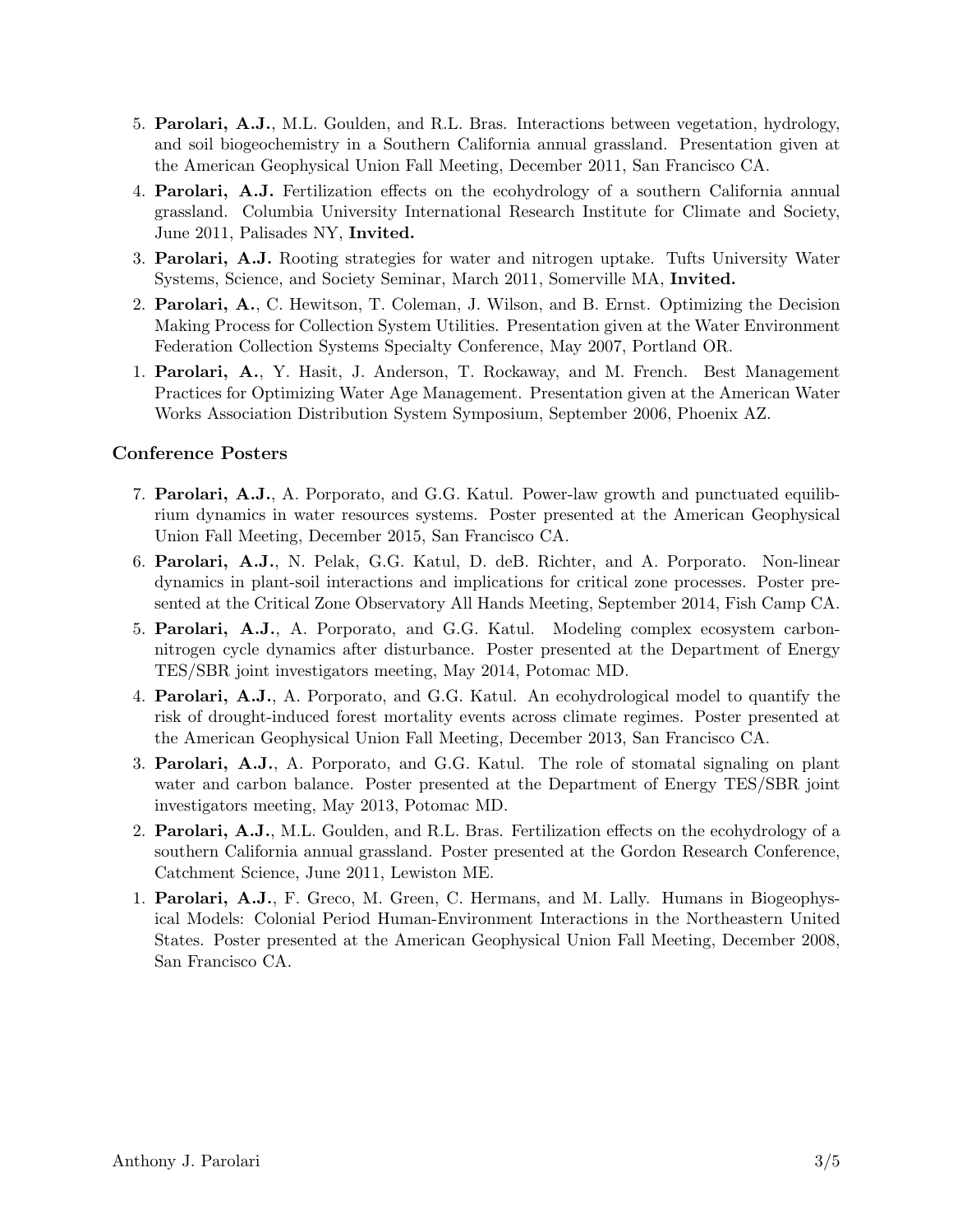5. **Parolari, A.J.**, M.L. Goulden, and R.L. Bras. Interactions between vegetation, hydrology, and soil biogeochemistry in a Southern California annual grassland. Presentation given at the American Geophysical Union Fall Meeting, December 2011, San Francisco CA.
4. **Parolari, A.J.** Fertilization effects on the ecohydrology of a southern California annual grassland. Columbia University International Research Institute for Climate and Society, June 2011, Palisades NY, **Invited.**
3. **Parolari, A.J.** Rooting strategies for water and nitrogen uptake. Tufts University Water Systems, Science, and Society Seminar, March 2011, Somerville MA, **Invited.**
2. **Parolari, A.**, C. Hewitson, T. Coleman, J. Wilson, and B. Ernst. Optimizing the Decision Making Process for Collection System Utilities. Presentation given at the Water Environment Federation Collection Systems Specialty Conference, May 2007, Portland OR.
1. **Parolari, A.**, Y. Hasit, J. Anderson, T. Rockaway, and M. French. Best Management Practices for Optimizing Water Age Management. Presentation given at the American Water Works Association Distribution System Symposium, September 2006, Phoenix AZ.

### Conference Posters

7. **Parolari, A.J.**, A. Porporato, and G.G. Katul. Power-law growth and punctuated equilibrium dynamics in water resources systems. Poster presented at the American Geophysical Union Fall Meeting, December 2015, San Francisco CA.
6. **Parolari, A.J.**, N. Pelak, G.G. Katul, D. deB. Richter, and A. Porporato. Non-linear dynamics in plant-soil interactions and implications for critical zone processes. Poster presented at the Critical Zone Observatory All Hands Meeting, September 2014, Fish Camp CA.
5. **Parolari, A.J.**, A. Porporato, and G.G. Katul. Modeling complex ecosystem carbon-nitrogen cycle dynamics after disturbance. Poster presented at the Department of Energy TES/SBR joint investigators meeting, May 2014, Potomac MD.
4. **Parolari, A.J.**, A. Porporato, and G.G. Katul. An ecohydrological model to quantify the risk of drought-induced forest mortality events across climate regimes. Poster presented at the American Geophysical Union Fall Meeting, December 2013, San Francisco CA.
3. **Parolari, A.J.**, A. Porporato, and G.G. Katul. The role of stomatal signaling on plant water and carbon balance. Poster presented at the Department of Energy TES/SBR joint investigators meeting, May 2013, Potomac MD.
2. **Parolari, A.J.**, M.L. Goulden, and R.L. Bras. Fertilization effects on the ecohydrology of a southern California annual grassland. Poster presented at the Gordon Research Conference, Catchment Science, June 2011, Lewiston ME.
1. **Parolari, A.J.**, F. Greco, M. Green, C. Hermans, and M. Lally. Humans in Biogeophysical Models: Colonial Period Human-Environment Interactions in the Northeastern United States. Poster presented at the American Geophysical Union Fall Meeting, December 2008, San Francisco CA.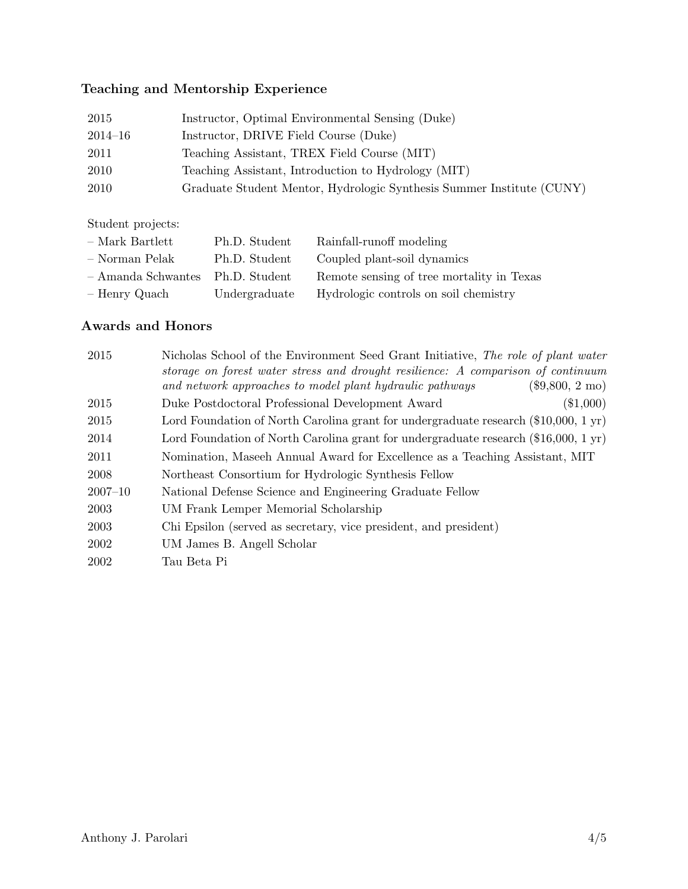## Teaching and Mentorship Experience

| | |
|---|---|
| 2015 | Instructor, Optimal Environmental Sensing (Duke) |
| 2014–16 | Instructor, DRIVE Field Course (Duke) |
| 2011 | Teaching Assistant, TREX Field Course (MIT) |
| 2010 | Teaching Assistant, Introduction to Hydrology (MIT) |
| 2010 | Graduate Student Mentor, Hydrologic Synthesis Summer Institute (CUNY) |

Student projects:

| | | |
|---|---|---|
| – Mark Bartlett | Ph.D. Student | Rainfall-runoff modeling |
| – Norman Pelak | Ph.D. Student | Coupled plant-soil dynamics |
| – Amanda Schwantes | Ph.D. Student | Remote sensing of tree mortality in Texas |
| – Henry Quach | Undergraduate | Hydrologic controls on soil chemistry |

## Awards and Honors

| | | |
|---|---|---|
| 2015 | Nicholas School of the Environment Seed Grant Initiative, *The role of plant water storage on forest water stress and drought resilience: A comparison of continuum and network approaches to model plant hydraulic pathways* | (\$9,800, 2 mo) |
| 2015 | Duke Postdoctoral Professional Development Award | (\$1,000) |
| 2015 | Lord Foundation of North Carolina grant for undergraduate research | (\$10,000, 1 yr) |
| 2014 | Lord Foundation of North Carolina grant for undergraduate research | (\$16,000, 1 yr) |
| 2011 | Nomination, Maseeh Annual Award for Excellence as a Teaching Assistant, MIT | |
| 2008 | Northeast Consortium for Hydrologic Synthesis Fellow | |
| 2007–10 | National Defense Science and Engineering Graduate Fellow | |
| 2003 | UM Frank Lemper Memorial Scholarship | |
| 2003 | Chi Epsilon (served as secretary, vice president, and president) | |
| 2002 | UM James B. Angell Scholar | |
| 2002 | Tau Beta Pi | |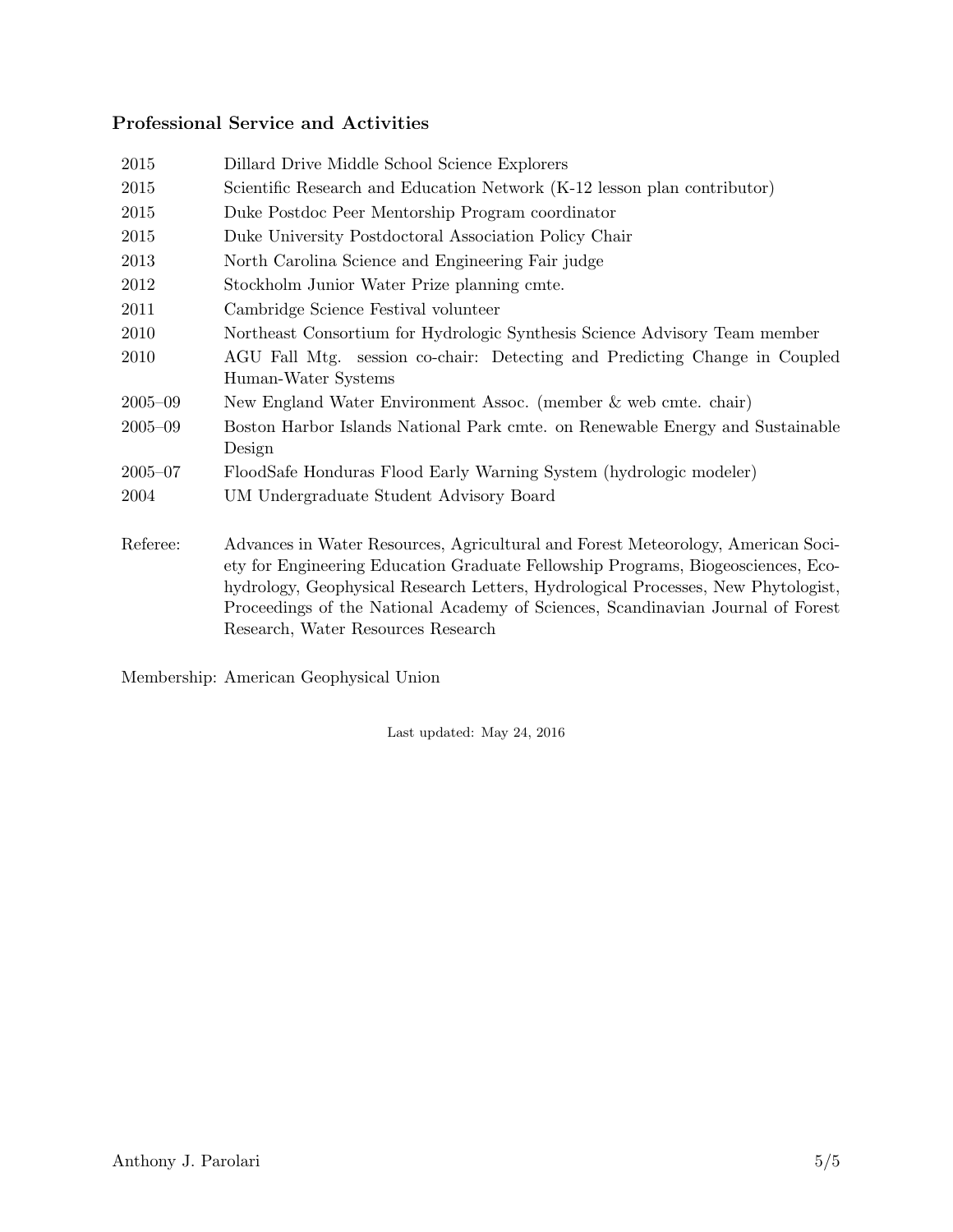### Professional Service and Activities

| | |
|---|---|
| 2015 | Dillard Drive Middle School Science Explorers |
| 2015 | Scientific Research and Education Network (K-12 lesson plan contributor) |
| 2015 | Duke Postdoc Peer Mentorship Program coordinator |
| 2015 | Duke University Postdoctoral Association Policy Chair |
| 2013 | North Carolina Science and Engineering Fair judge |
| 2012 | Stockholm Junior Water Prize planning cmte. |
| 2011 | Cambridge Science Festival volunteer |
| 2010 | Northeast Consortium for Hydrologic Synthesis Science Advisory Team member |
| 2010 | AGU Fall Mtg. session co-chair: Detecting and Predicting Change in Coupled Human-Water Systems |
| 2005–09 | New England Water Environment Assoc. (member & web cmte. chair) |
| 2005–09 | Boston Harbor Islands National Park cmte. on Renewable Energy and Sustainable Design |
| 2005–07 | FloodSafe Honduras Flood Early Warning System (hydrologic modeler) |
| 2004 | UM Undergraduate Student Advisory Board |

Referee: Advances in Water Resources, Agricultural and Forest Meteorology, American Society for Engineering Education Graduate Fellowship Programs, Biogeosciences, Ecohydrology, Geophysical Research Letters, Hydrological Processes, New Phytologist, Proceedings of the National Academy of Sciences, Scandinavian Journal of Forest Research, Water Resources Research

Membership: American Geophysical Union

Last updated: May 24, 2016